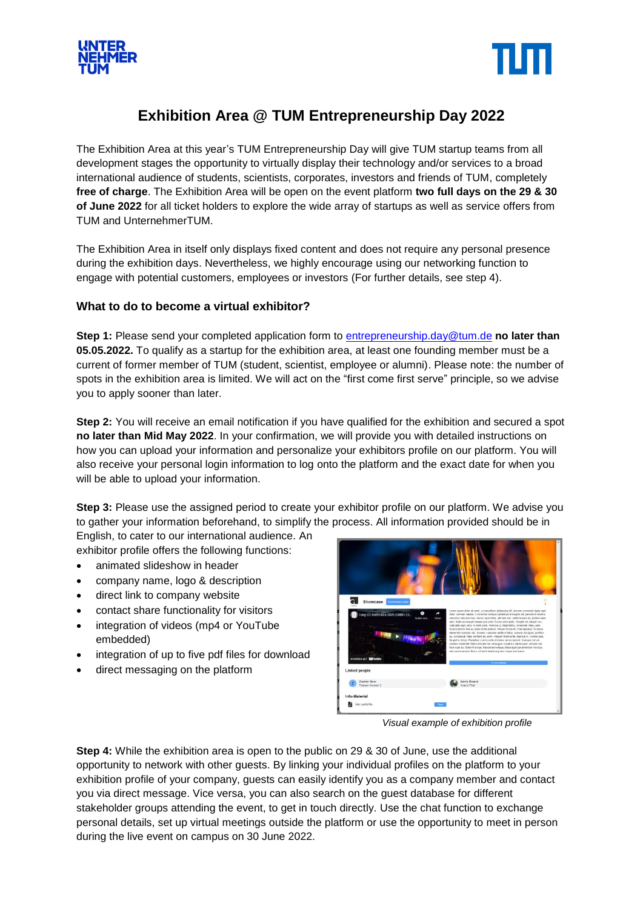# Exhibition Area @ TUM Entrepreneurship Day 2022

The Exhibition Area at this year's TUM Entrepreneurship Day will give TUM startup teams from all development stages the opportunity to virtually display their technology and/or services to a broad international audience of students, scientists, corporates, investors and friends of TUM, completely **free of charge**. The Exhibition Area will be open on the event platform **two full days on the 29 & 30 of June 2022** for all ticket holders to explore the wide array of startups as well as service offers from TUM and UnternehmerTUM.

The Exhibition Area in itself only displays fixed content and does not require any personal presence during the exhibition days. Nevertheless, we highly encourage using our networking function to engage with potential customers, employees or investors (For further details, see step 4).

### What to do to become a virtual exhibitor?

**Step 1:** Please send your completed application form to entrepreneurship.day@tum.de **no later than 05.05.2022.** To qualify as a startup for the exhibition area, at least one founding member must be a current of former member of TUM (student, scientist, employee or alumni). Please note: the number of spots in the exhibition area is limited. We will act on the "first come first serve" principle, so we advise you to apply sooner than later.

**Step 2:** You will receive an email notification if you have qualified for the exhibition and secured a spot **no later than Mid May 2022**. In your confirmation, we will provide you with detailed instructions on how you can upload your information and personalize your exhibitors profile on our platform. You will also receive your personal login information to log onto the platform and the exact date for when you will be able to upload your information.

**Step 3:** Please use the assigned period to create your exhibitor profile on our platform. We advise you to gather your information beforehand, to simplify the process. All information provided should be in English, to cater to our international audience. An exhibitor profile offers the following functions:

- animated slideshow in header
- company name, logo & description
- direct link to company website
- contact share functionality for visitors
- integration of videos (mp4 or YouTube embedded)
- integration of up to five pdf files for download
- direct messaging on the platform

*Visual example of exhibition profile*

**Step 4:** While the exhibition area is open to the public on 29 & 30 of June, use the additional opportunity to network with other guests. By linking your individual profiles on the platform to your exhibition profile of your company, guests can easily identify you as a company member and contact you via direct message. Vice versa, you can also search on the guest database for different stakeholder groups attending the event, to get in touch directly. Use the chat function to exchange personal details, set up virtual meetings outside the platform or use the opportunity to meet in person during the live event on campus on 30 June 2022.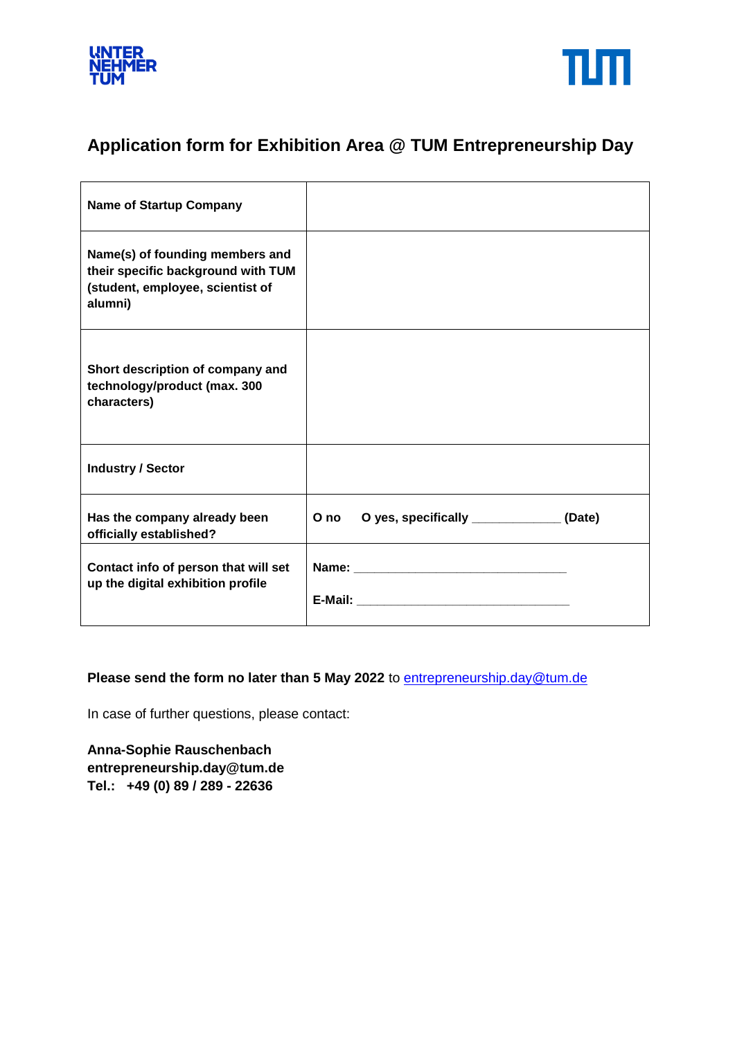UNTER NEHMER TUM

# Application form for Exhibition Area @ TUM Entrepreneurship Day

| | |
|---|---|
| **Name of Startup Company** | |
| **Name(s) of founding members and their specific background with TUM (student, employee, scientist of alumni)** | |
| **Short description of company and technology/product (max. 300 characters)** | |
| **Industry / Sector** | |
| **Has the company already been officially established?** | **O no     O yes, specifically _____________ (Date)** |
| **Contact info of person that will set up the digital exhibition profile** | **Name: ________________________________** <br> **E-Mail: ________________________________** |

**Please send the form no later than 5 May 2022** to entrepreneurship.day@tum.de

In case of further questions, please contact:

**Anna-Sophie Rauschenbach**
**entrepreneurship.day@tum.de**
**Tel.: +49 (0) 89 / 289 - 22636**